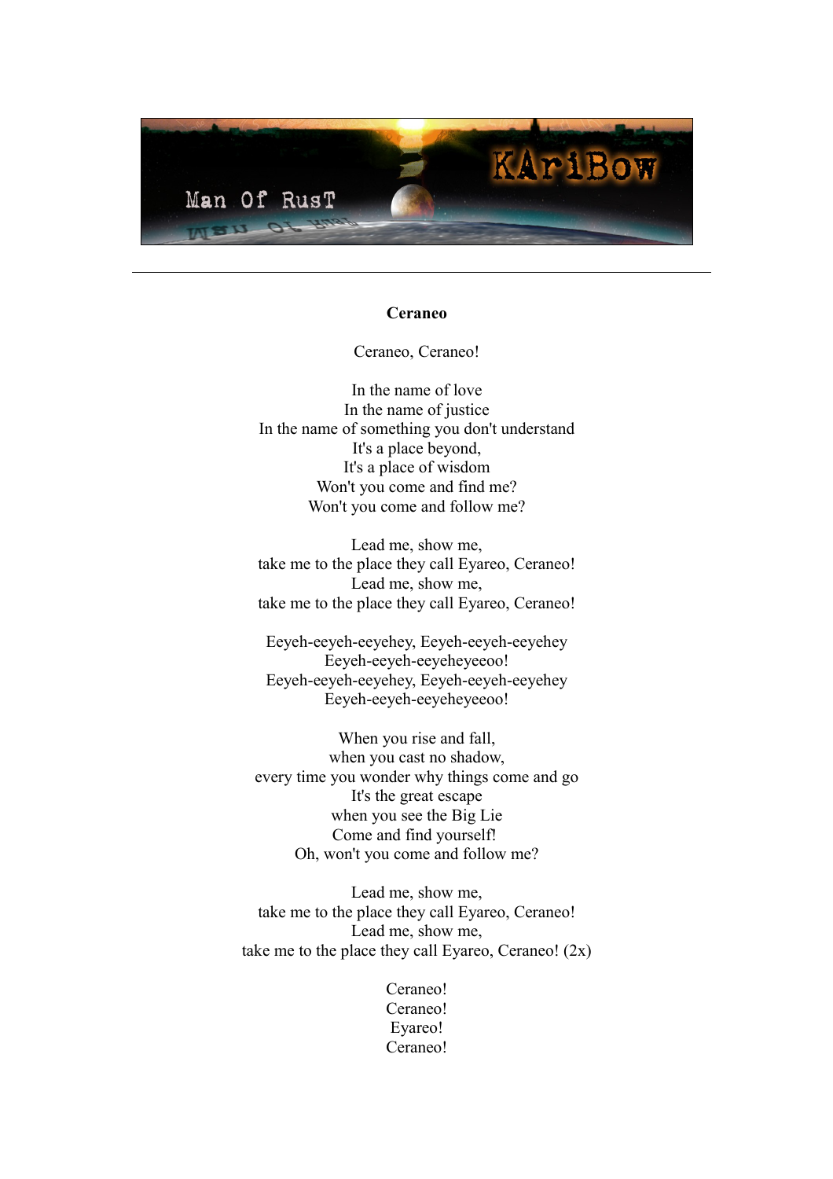# Ceraneo

Ceraneo, Ceraneo!

In the name of love
In the name of justice
In the name of something you don't understand
It's a place beyond,
It's a place of wisdom
Won't you come and find me?
Won't you come and follow me?

Lead me, show me,
take me to the place they call Eyareo, Ceraneo!
Lead me, show me,
take me to the place they call Eyareo, Ceraneo!

Eeyeh-eeyeh-eeyehey, Eeyeh-eeyeh-eeyehey
Eeyeh-eeyeh-eeyeheyeeoo!
Eeyeh-eeyeh-eeyehey, Eeyeh-eeyeh-eeyehey
Eeyeh-eeyeh-eeyeheyeeoo!

When you rise and fall,
when you cast no shadow,
every time you wonder why things come and go
It's the great escape
when you see the Big Lie
Come and find yourself!
Oh, won't you come and follow me?

Lead me, show me,
take me to the place they call Eyareo, Ceraneo!
Lead me, show me,
take me to the place they call Eyareo, Ceraneo! (2x)

Ceraneo!
Ceraneo!
Eyareo!
Ceraneo!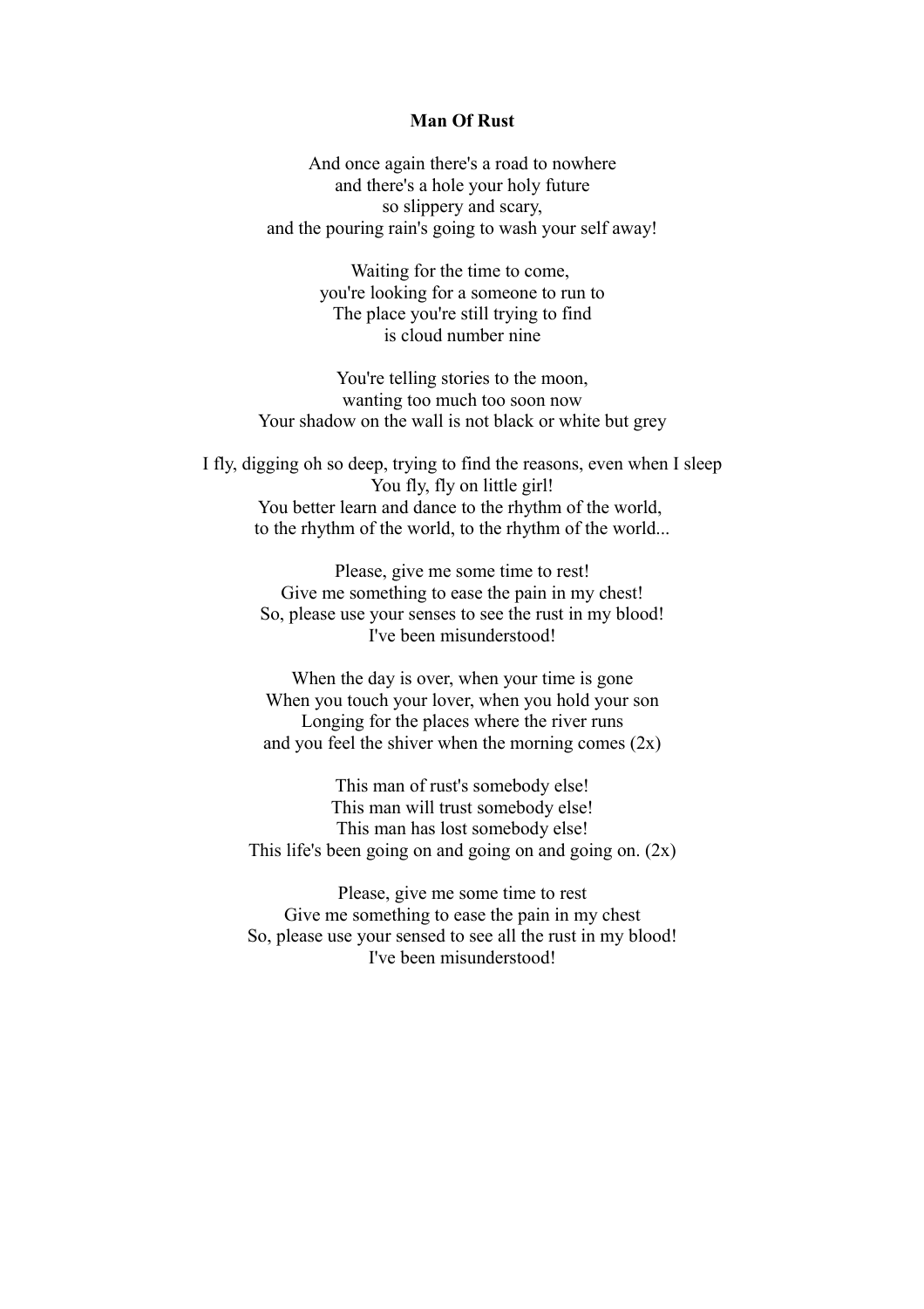**Man Of Rust**

And once again there's a road to nowhere
and there's a hole your holy future
so slippery and scary,
and the pouring rain's going to wash your self away!

Waiting for the time to come,
you're looking for a someone to run to
The place you're still trying to find
is cloud number nine

You're telling stories to the moon,
wanting too much too soon now
Your shadow on the wall is not black or white but grey

I fly, digging oh so deep, trying to find the reasons, even when I sleep
You fly, fly on little girl!
You better learn and dance to the rhythm of the world,
to the rhythm of the world, to the rhythm of the world...

Please, give me some time to rest!
Give me something to ease the pain in my chest!
So, please use your senses to see the rust in my blood!
I've been misunderstood!

When the day is over, when your time is gone
When you touch your lover, when you hold your son
Longing for the places where the river runs
and you feel the shiver when the morning comes (2x)

This man of rust's somebody else!
This man will trust somebody else!
This man has lost somebody else!
This life's been going on and going on and going on. (2x)

Please, give me some time to rest
Give me something to ease the pain in my chest
So, please use your sensed to see all the rust in my blood!
I've been misunderstood!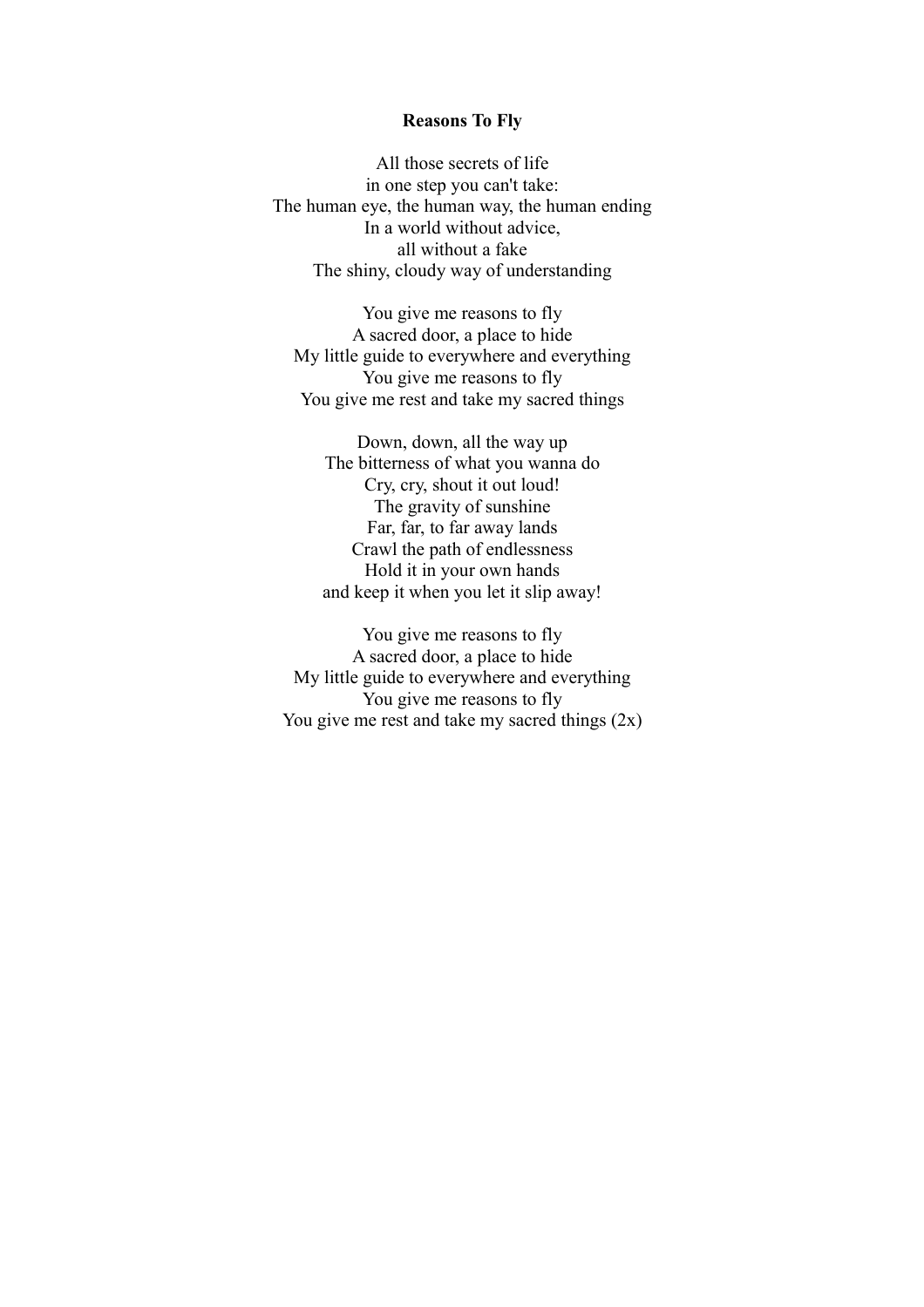**Reasons To Fly**

All those secrets of life
in one step you can't take:
The human eye, the human way, the human ending
In a world without advice,
all without a fake
The shiny, cloudy way of understanding

You give me reasons to fly
A sacred door, a place to hide
My little guide to everywhere and everything
You give me reasons to fly
You give me rest and take my sacred things

Down, down, all the way up
The bitterness of what you wanna do
Cry, cry, shout it out loud!
The gravity of sunshine
Far, far, to far away lands
Crawl the path of endlessness
Hold it in your own hands
and keep it when you let it slip away!

You give me reasons to fly
A sacred door, a place to hide
My little guide to everywhere and everything
You give me reasons to fly
You give me rest and take my sacred things (2x)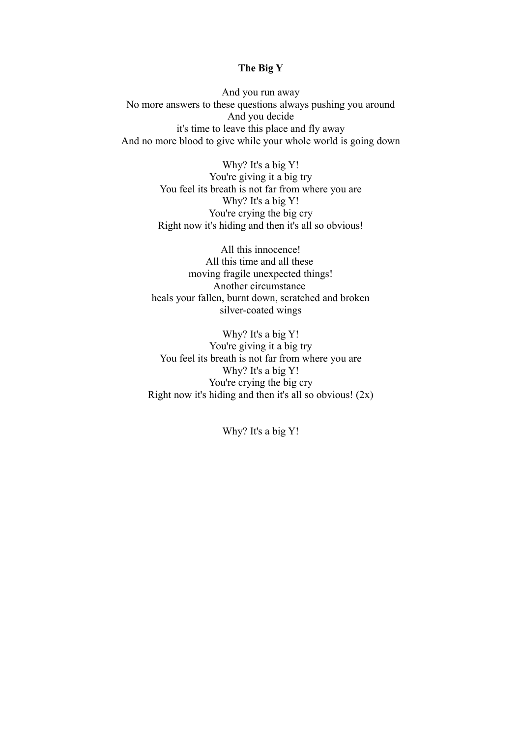**The Big Y**

And you run away  
No more answers to these questions always pushing you around  
And you decide  
it's time to leave this place and fly away  
And no more blood to give while your whole world is going down

Why? It's a big Y!  
You're giving it a big try  
You feel its breath is not far from where you are  
Why? It's a big Y!  
You're crying the big cry  
Right now it's hiding and then it's all so obvious!

All this innocence!  
All this time and all these  
moving fragile unexpected things!  
Another circumstance  
heals your fallen, burnt down, scratched and broken  
silver-coated wings

Why? It's a big Y!  
You're giving it a big try  
You feel its breath is not far from where you are  
Why? It's a big Y!  
You're crying the big cry  
Right now it's hiding and then it's all so obvious! (2x)

Why? It's a big Y!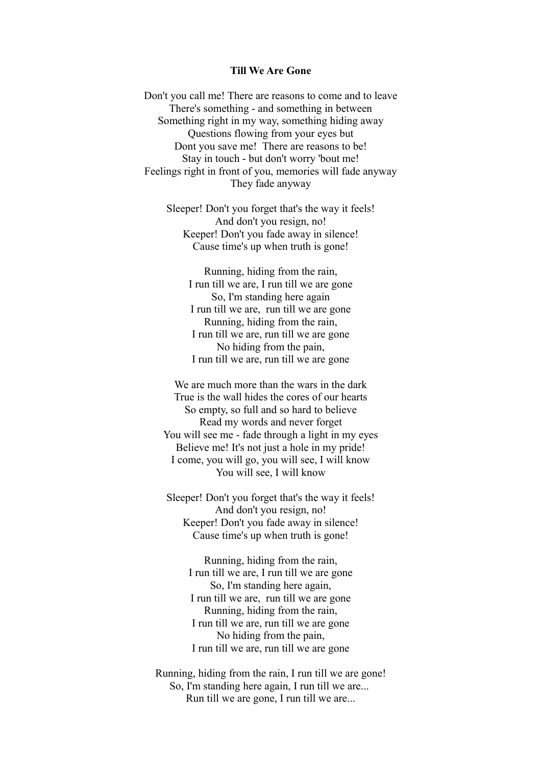**Till We Are Gone**

Don't you call me! There are reasons to come and to leave
There's something - and something in between
Something right in my way, something hiding away
Questions flowing from your eyes but
Dont you save me!  There are reasons to be!
Stay in touch - but don't worry 'bout me!
Feelings right in front of you, memories will fade anyway
They fade anyway

Sleeper! Don't you forget that's the way it feels!
And don't you resign, no!
Keeper! Don't you fade away in silence!
Cause time's up when truth is gone!

Running, hiding from the rain,
I run till we are, I run till we are gone
So, I'm standing here again
I run till we are,  run till we are gone
Running, hiding from the rain,
I run till we are, run till we are gone
No hiding from the pain,
I run till we are, run till we are gone

We are much more than the wars in the dark
True is the wall hides the cores of our hearts
So empty, so full and so hard to believe
Read my words and never forget
You will see me - fade through a light in my eyes
Believe me! It's not just a hole in my pride!
I come, you will go, you will see, I will know
You will see, I will know

Sleeper! Don't you forget that's the way it feels!
And don't you resign, no!
Keeper! Don't you fade away in silence!
Cause time's up when truth is gone!

Running, hiding from the rain,
I run till we are, I run till we are gone
So, I'm standing here again,
I run till we are,  run till we are gone
Running, hiding from the rain,
I run till we are, run till we are gone
No hiding from the pain,
I run till we are, run till we are gone

Running, hiding from the rain, I run till we are gone!
So, I'm standing here again, I run till we are...
Run till we are gone, I run till we are...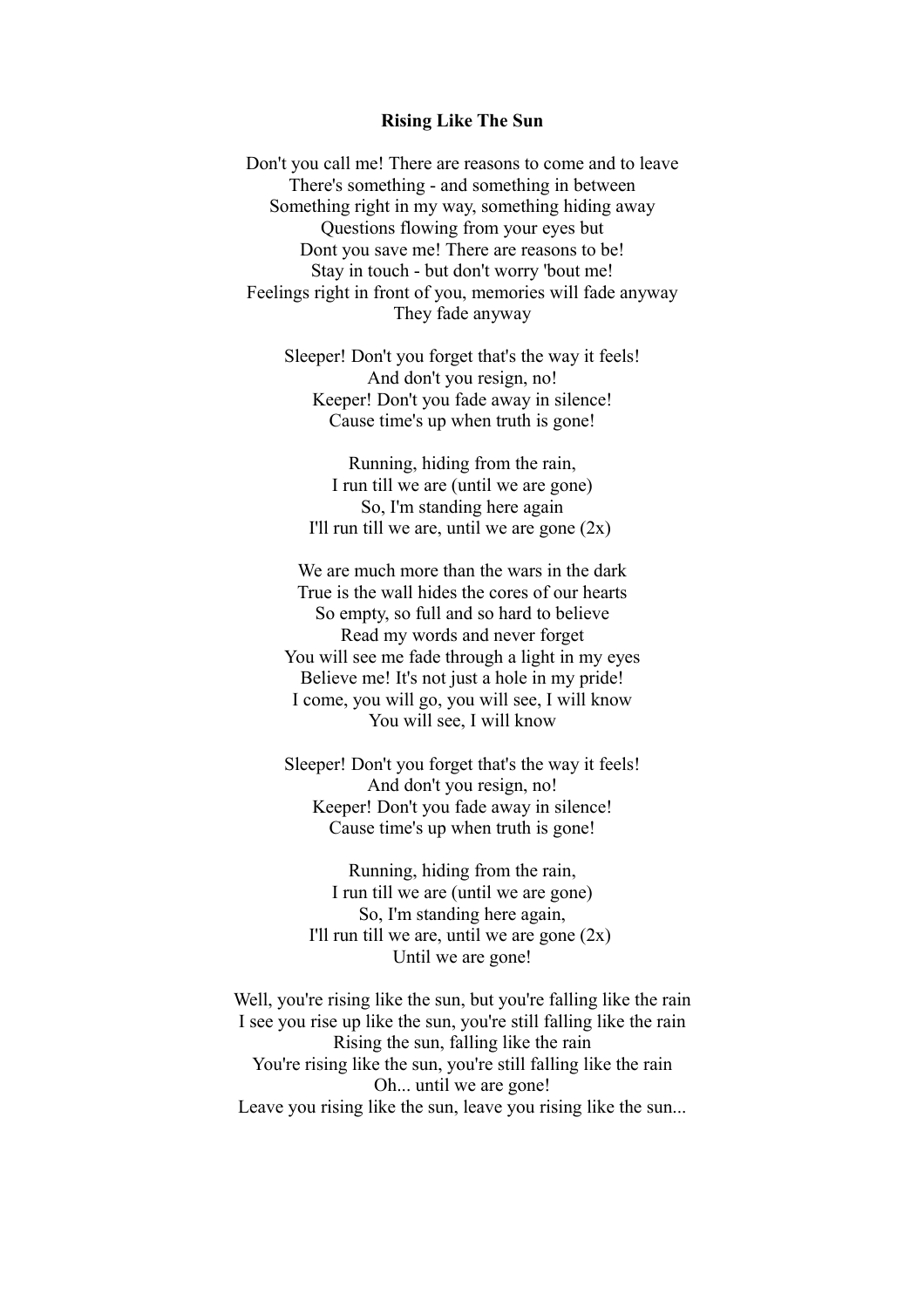**Rising Like The Sun**

Don't you call me! There are reasons to come and to leave
There's something - and something in between
Something right in my way, something hiding away
Questions flowing from your eyes but
Dont you save me! There are reasons to be!
Stay in touch - but don't worry 'bout me!
Feelings right in front of you, memories will fade anyway
They fade anyway

Sleeper! Don't you forget that's the way it feels!
And don't you resign, no!
Keeper! Don't you fade away in silence!
Cause time's up when truth is gone!

Running, hiding from the rain,
I run till we are (until we are gone)
So, I'm standing here again
I'll run till we are, until we are gone (2x)

We are much more than the wars in the dark
True is the wall hides the cores of our hearts
So empty, so full and so hard to believe
Read my words and never forget
You will see me fade through a light in my eyes
Believe me! It's not just a hole in my pride!
I come, you will go, you will see, I will know
You will see, I will know

Sleeper! Don't you forget that's the way it feels!
And don't you resign, no!
Keeper! Don't you fade away in silence!
Cause time's up when truth is gone!

Running, hiding from the rain,
I run till we are (until we are gone)
So, I'm standing here again,
I'll run till we are, until we are gone (2x)
Until we are gone!

Well, you're rising like the sun, but you're falling like the rain
I see you rise up like the sun, you're still falling like the rain
Rising the sun, falling like the rain
You're rising like the sun, you're still falling like the rain
Oh... until we are gone!
Leave you rising like the sun, leave you rising like the sun...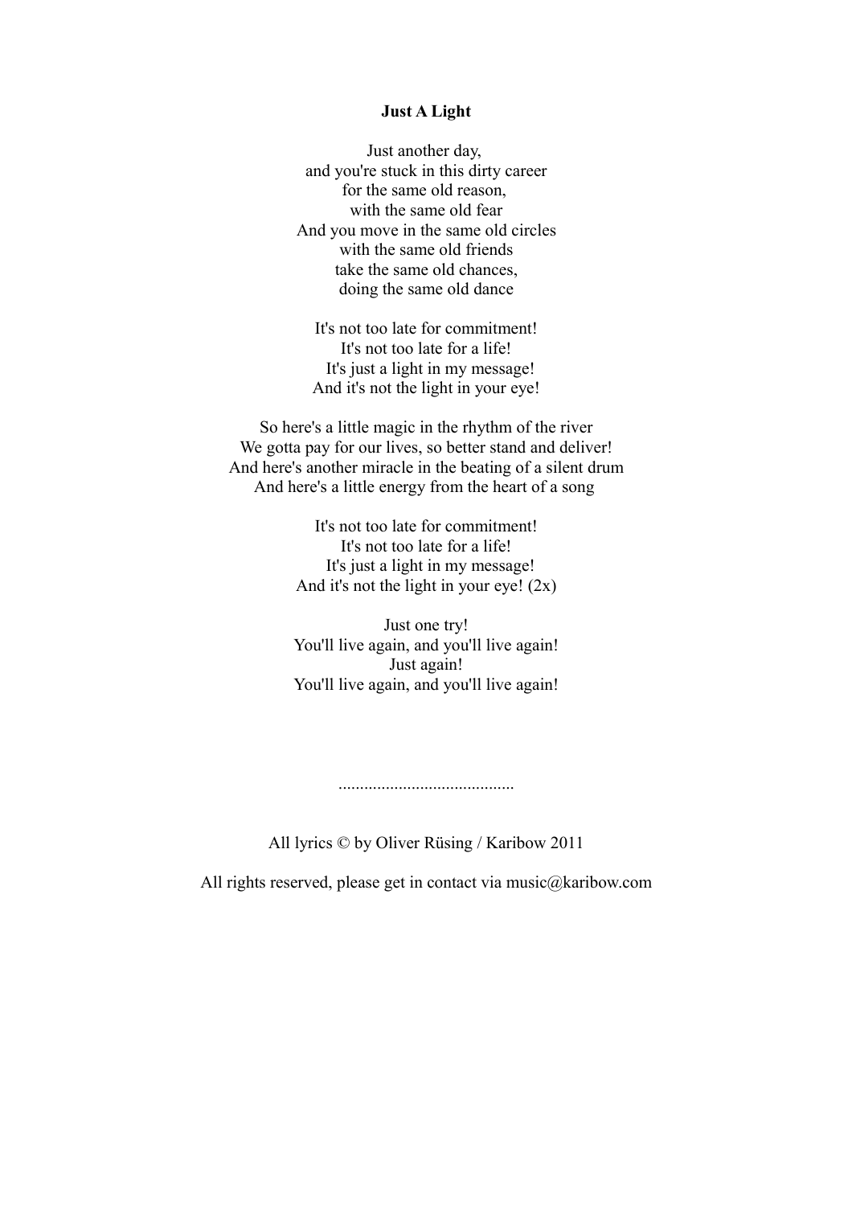**Just A Light**

Just another day,  
and you're stuck in this dirty career  
for the same old reason,  
with the same old fear  
And you move in the same old circles  
with the same old friends  
take the same old chances,  
doing the same old dance

It's not too late for commitment!  
It's not too late for a life!  
It's just a light in my message!  
And it's not the light in your eye!

So here's a little magic in the rhythm of the river  
We gotta pay for our lives, so better stand and deliver!  
And here's another miracle in the beating of a silent drum  
And here's a little energy from the heart of a song

It's not too late for commitment!  
It's not too late for a life!  
It's just a light in my message!  
And it's not the light in your eye! (2x)

Just one try!  
You'll live again, and you'll live again!  
Just again!  
You'll live again, and you'll live again!

.........................................

All lyrics © by Oliver Rüsing / Karibow 2011

All rights reserved, please get in contact via music@karibow.com